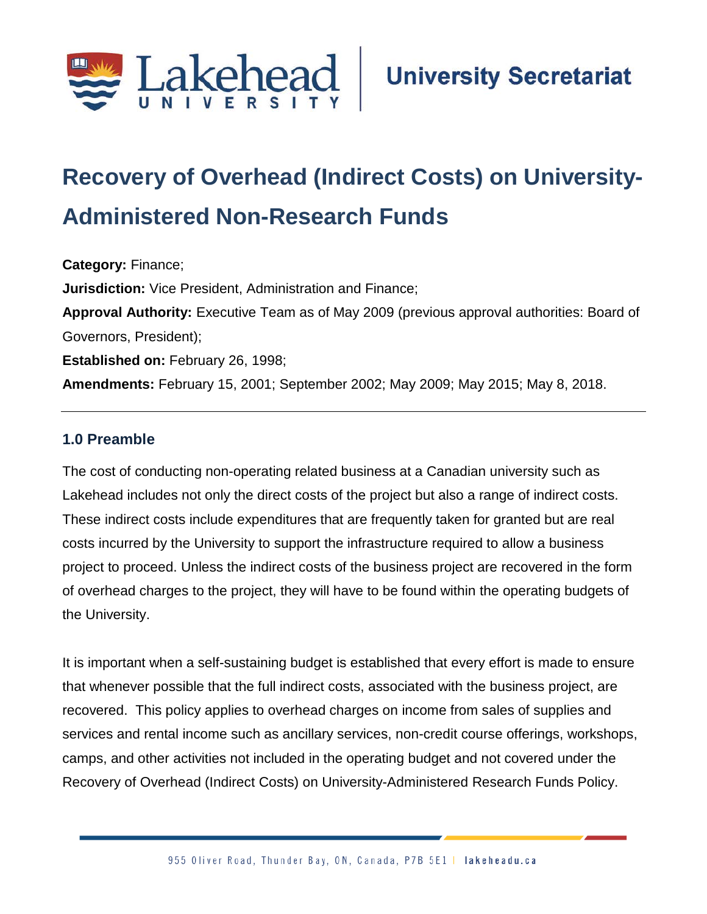# Recovery of Overhead (Indirect Costs) on University-Administered Non-Research Funds

**Category:** Finance;

**Jurisdiction:** Vice President, Administration and Finance;

**Approval Authority:** Executive Team as of May 2009 (previous approval authorities: Board of Governors, President);

**Established on:** February 26, 1998;

**Amendments:** February 15, 2001; September 2002; May 2009; May 2015; May 8, 2018.

---

## 1.0 Preamble

The cost of conducting non-operating related business at a Canadian university such as Lakehead includes not only the direct costs of the project but also a range of indirect costs. These indirect costs include expenditures that are frequently taken for granted but are real costs incurred by the University to support the infrastructure required to allow a business project to proceed. Unless the indirect costs of the business project are recovered in the form of overhead charges to the project, they will have to be found within the operating budgets of the University.

It is important when a self-sustaining budget is established that every effort is made to ensure that whenever possible that the full indirect costs, associated with the business project, are recovered. This policy applies to overhead charges on income from sales of supplies and services and rental income such as ancillary services, non-credit course offerings, workshops, camps, and other activities not included in the operating budget and not covered under the Recovery of Overhead (Indirect Costs) on University-Administered Research Funds Policy.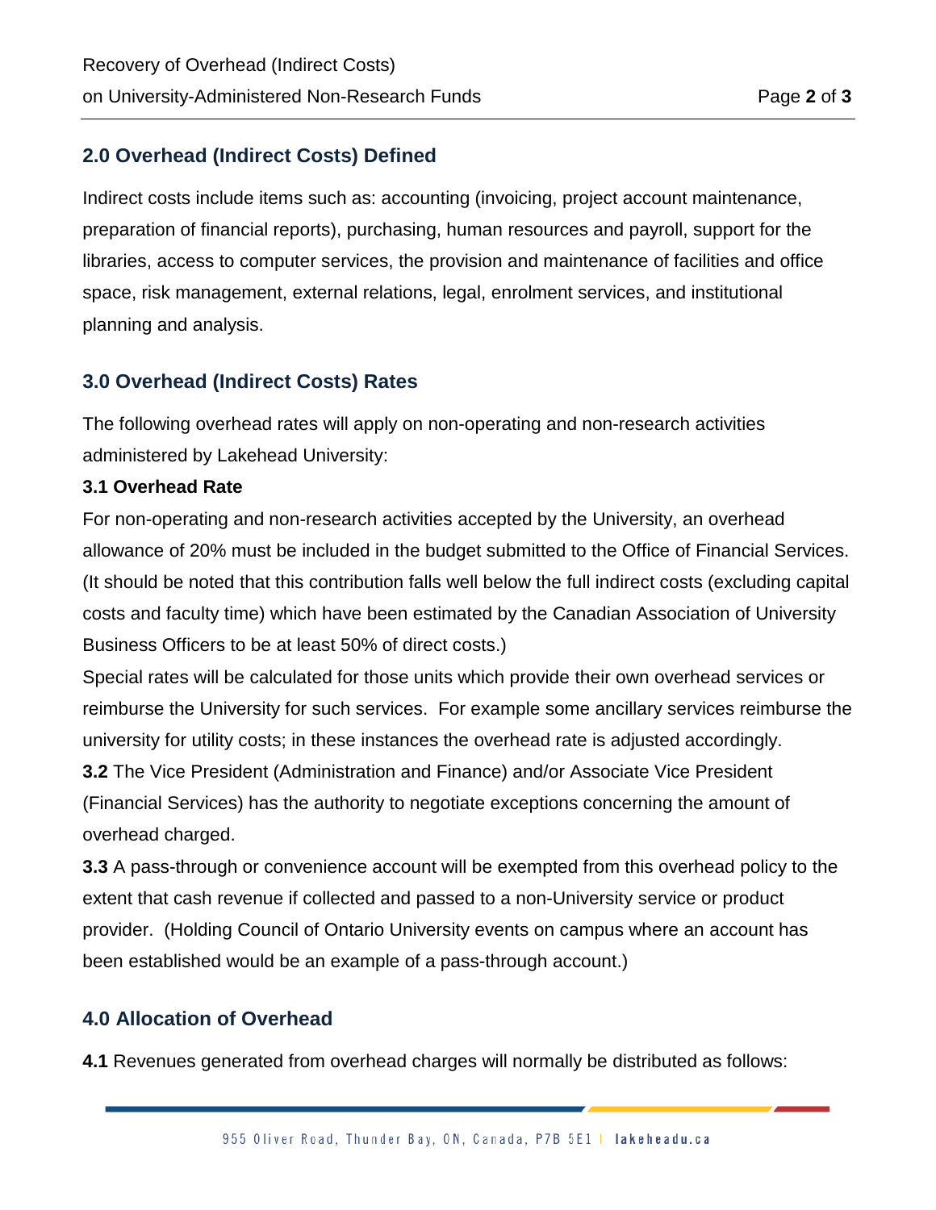## 2.0 Overhead (Indirect Costs) Defined

Indirect costs include items such as: accounting (invoicing, project account maintenance, preparation of financial reports), purchasing, human resources and payroll, support for the libraries, access to computer services, the provision and maintenance of facilities and office space, risk management, external relations, legal, enrolment services, and institutional planning and analysis.

## 3.0 Overhead (Indirect Costs) Rates

The following overhead rates will apply on non-operating and non-research activities administered by Lakehead University:

**3.1 Overhead Rate**

For non-operating and non-research activities accepted by the University, an overhead allowance of 20% must be included in the budget submitted to the Office of Financial Services. (It should be noted that this contribution falls well below the full indirect costs (excluding capital costs and faculty time) which have been estimated by the Canadian Association of University Business Officers to be at least 50% of direct costs.)

Special rates will be calculated for those units which provide their own overhead services or reimburse the University for such services. For example some ancillary services reimburse the university for utility costs; in these instances the overhead rate is adjusted accordingly.

**3.2** The Vice President (Administration and Finance) and/or Associate Vice President (Financial Services) has the authority to negotiate exceptions concerning the amount of overhead charged.

**3.3** A pass-through or convenience account will be exempted from this overhead policy to the extent that cash revenue if collected and passed to a non-University service or product provider. (Holding Council of Ontario University events on campus where an account has been established would be an example of a pass-through account.)

## 4.0 Allocation of Overhead

**4.1** Revenues generated from overhead charges will normally be distributed as follows: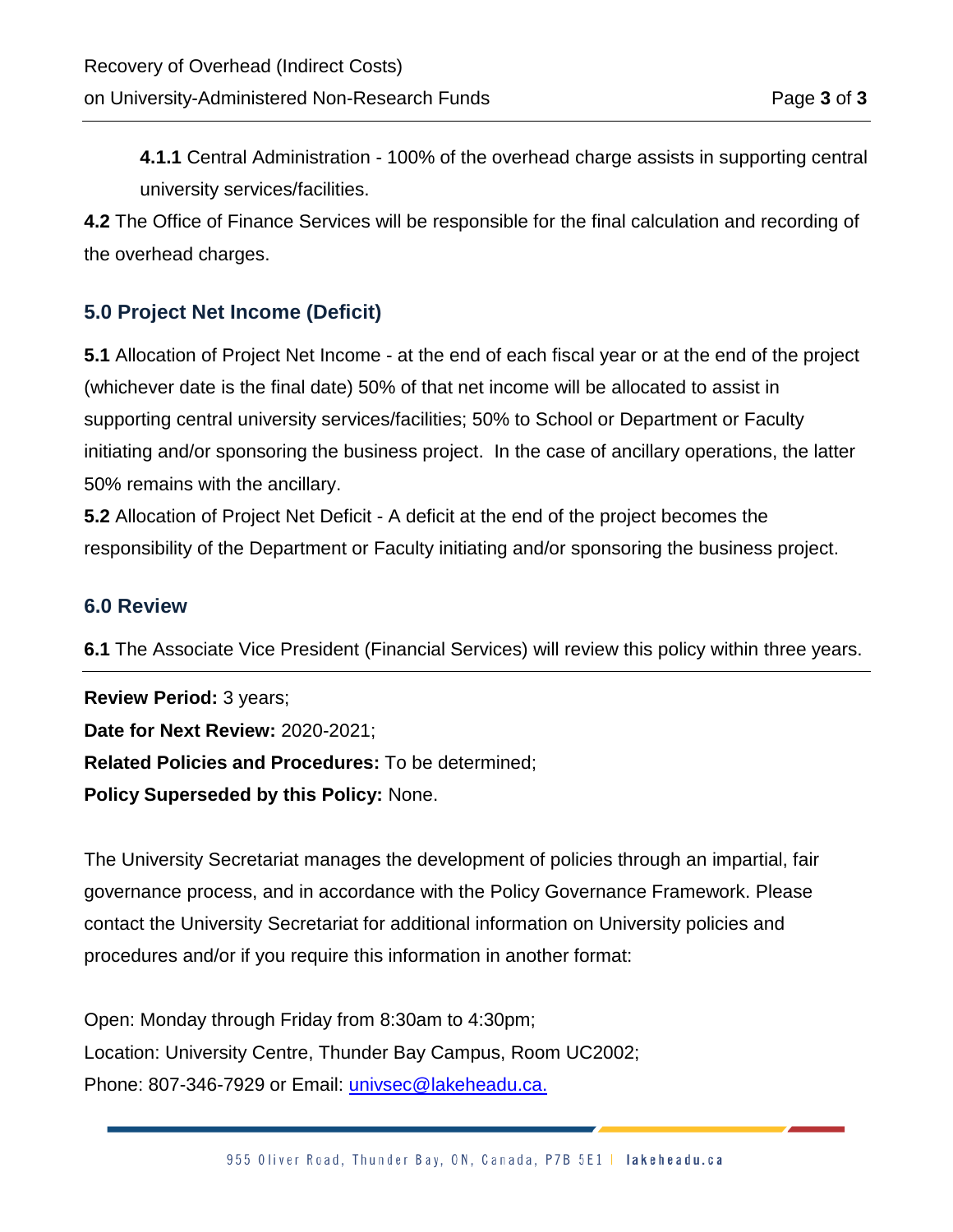**4.1.1** Central Administration - 100% of the overhead charge assists in supporting central university services/facilities.

**4.2** The Office of Finance Services will be responsible for the final calculation and recording of the overhead charges.

## 5.0 Project Net Income (Deficit)

**5.1** Allocation of Project Net Income - at the end of each fiscal year or at the end of the project (whichever date is the final date) 50% of that net income will be allocated to assist in supporting central university services/facilities; 50% to School or Department or Faculty initiating and/or sponsoring the business project. In the case of ancillary operations, the latter 50% remains with the ancillary.

**5.2** Allocation of Project Net Deficit - A deficit at the end of the project becomes the responsibility of the Department or Faculty initiating and/or sponsoring the business project.

## 6.0 Review

**6.1** The Associate Vice President (Financial Services) will review this policy within three years.

---

**Review Period:** 3 years;

**Date for Next Review:** 2020-2021;

**Related Policies and Procedures:** To be determined;

**Policy Superseded by this Policy:** None.

The University Secretariat manages the development of policies through an impartial, fair governance process, and in accordance with the Policy Governance Framework. Please contact the University Secretariat for additional information on University policies and procedures and/or if you require this information in another format:

Open: Monday through Friday from 8:30am to 4:30pm;
Location: University Centre, Thunder Bay Campus, Room UC2002;
Phone: 807-346-7929 or Email: univsec@lakeheadu.ca.